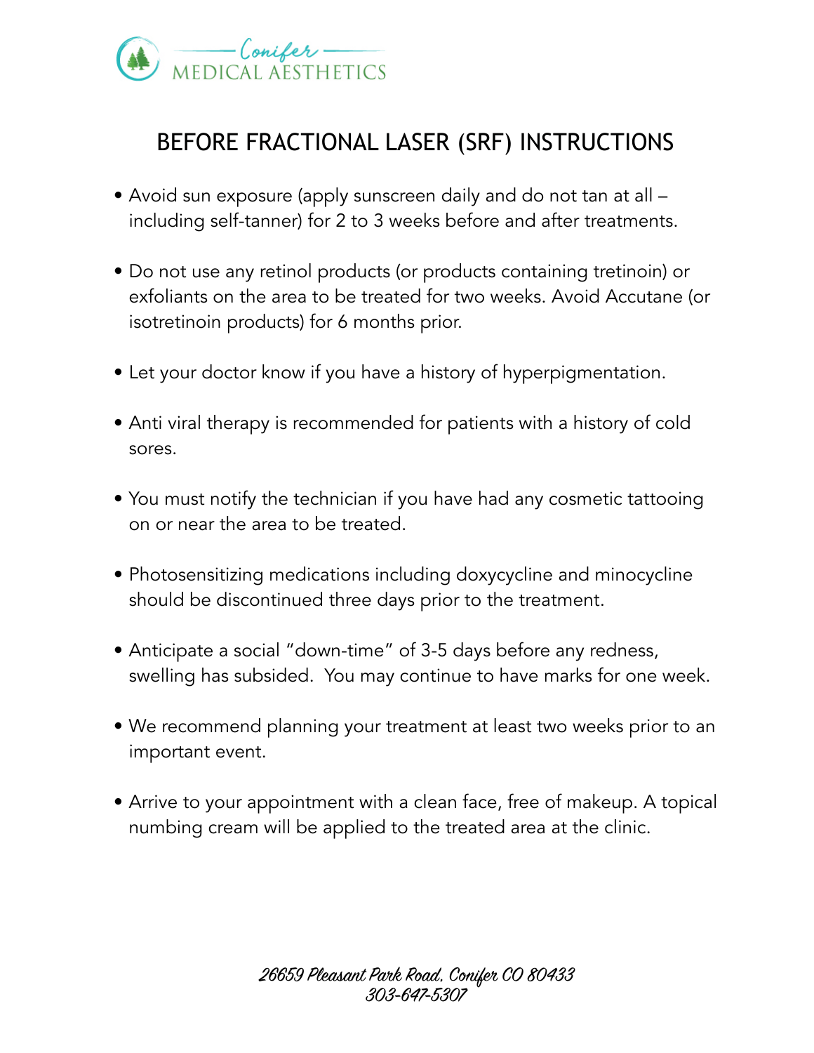Conifer MEDICAL AESTHETICS

# BEFORE FRACTIONAL LASER (SRF) INSTRUCTIONS

- Avoid sun exposure (apply sunscreen daily and do not tan at all – including self-tanner) for 2 to 3 weeks before and after treatments.
- Do not use any retinol products (or products containing tretinoin) or exfoliants on the area to be treated for two weeks. Avoid Accutane (or isotretinoin products) for 6 months prior.
- Let your doctor know if you have a history of hyperpigmentation.
- Anti viral therapy is recommended for patients with a history of cold sores.
- You must notify the technician if you have had any cosmetic tattooing on or near the area to be treated.
- Photosensitizing medications including doxycycline and minocycline should be discontinued three days prior to the treatment.
- Anticipate a social "down-time" of 3-5 days before any redness, swelling has subsided. You may continue to have marks for one week.
- We recommend planning your treatment at least two weeks prior to an important event.
- Arrive to your appointment with a clean face, free of makeup. A topical numbing cream will be applied to the treated area at the clinic.

*26659 Pleasant Park Road, Conifer CO 80433*
*303-647-5307*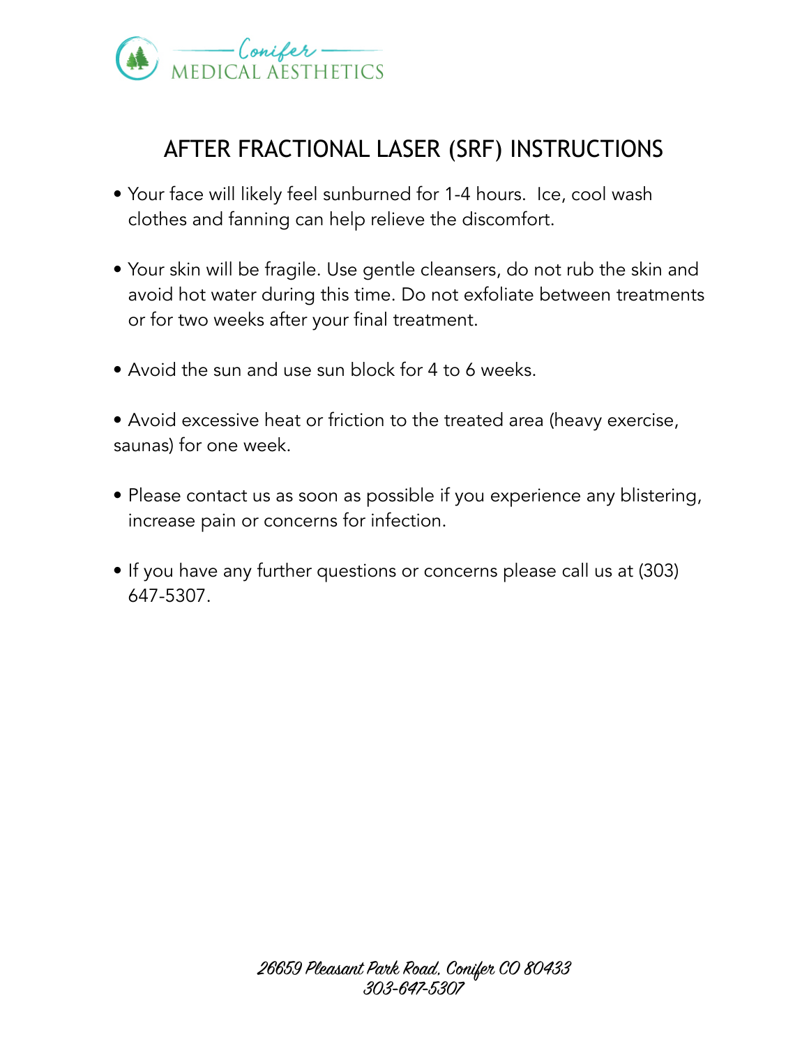Conifer MEDICAL AESTHETICS

# AFTER FRACTIONAL LASER (SRF) INSTRUCTIONS

- Your face will likely feel sunburned for 1-4 hours. Ice, cool wash clothes and fanning can help relieve the discomfort.
- Your skin will be fragile. Use gentle cleansers, do not rub the skin and avoid hot water during this time. Do not exfoliate between treatments or for two weeks after your final treatment.
- Avoid the sun and use sun block for 4 to 6 weeks.
- Avoid excessive heat or friction to the treated area (heavy exercise, saunas) for one week.
- Please contact us as soon as possible if you experience any blistering, increase pain or concerns for infection.
- If you have any further questions or concerns please call us at (303) 647-5307.

*26659 Pleasant Park Road, Conifer CO 80433*
*303-647-5307*